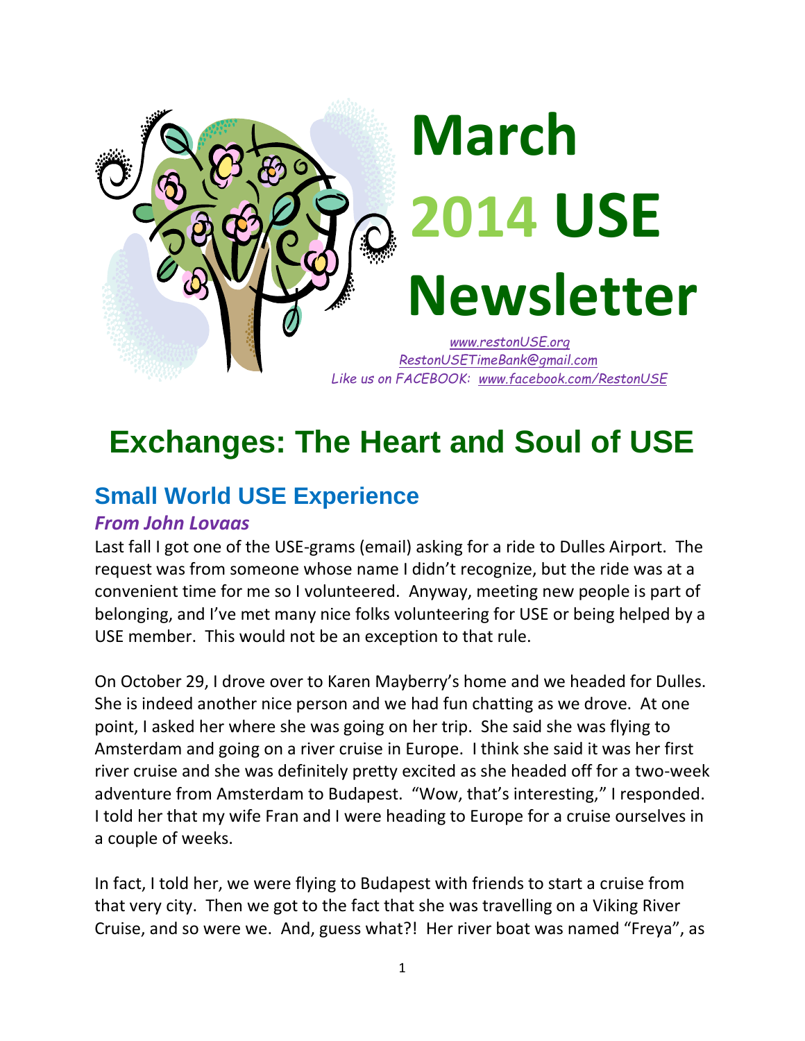# March 2014 USE Newsletter

*www.restonUSE.org*
*RestonUSETimeBank@gmail.com*
*Like us on FACEBOOK: www.facebook.com/RestonUSE*

# Exchanges: The Heart and Soul of USE

## Small World USE Experience

### *From John Lovaas*

Last fall I got one of the USE-grams (email) asking for a ride to Dulles Airport. The request was from someone whose name I didn't recognize, but the ride was at a convenient time for me so I volunteered. Anyway, meeting new people is part of belonging, and I've met many nice folks volunteering for USE or being helped by a USE member. This would not be an exception to that rule.

On October 29, I drove over to Karen Mayberry's home and we headed for Dulles. She is indeed another nice person and we had fun chatting as we drove. At one point, I asked her where she was going on her trip. She said she was flying to Amsterdam and going on a river cruise in Europe. I think she said it was her first river cruise and she was definitely pretty excited as she headed off for a two-week adventure from Amsterdam to Budapest. "Wow, that's interesting," I responded. I told her that my wife Fran and I were heading to Europe for a cruise ourselves in a couple of weeks.

In fact, I told her, we were flying to Budapest with friends to start a cruise from that very city. Then we got to the fact that she was travelling on a Viking River Cruise, and so were we. And, guess what?! Her river boat was named "Freya", as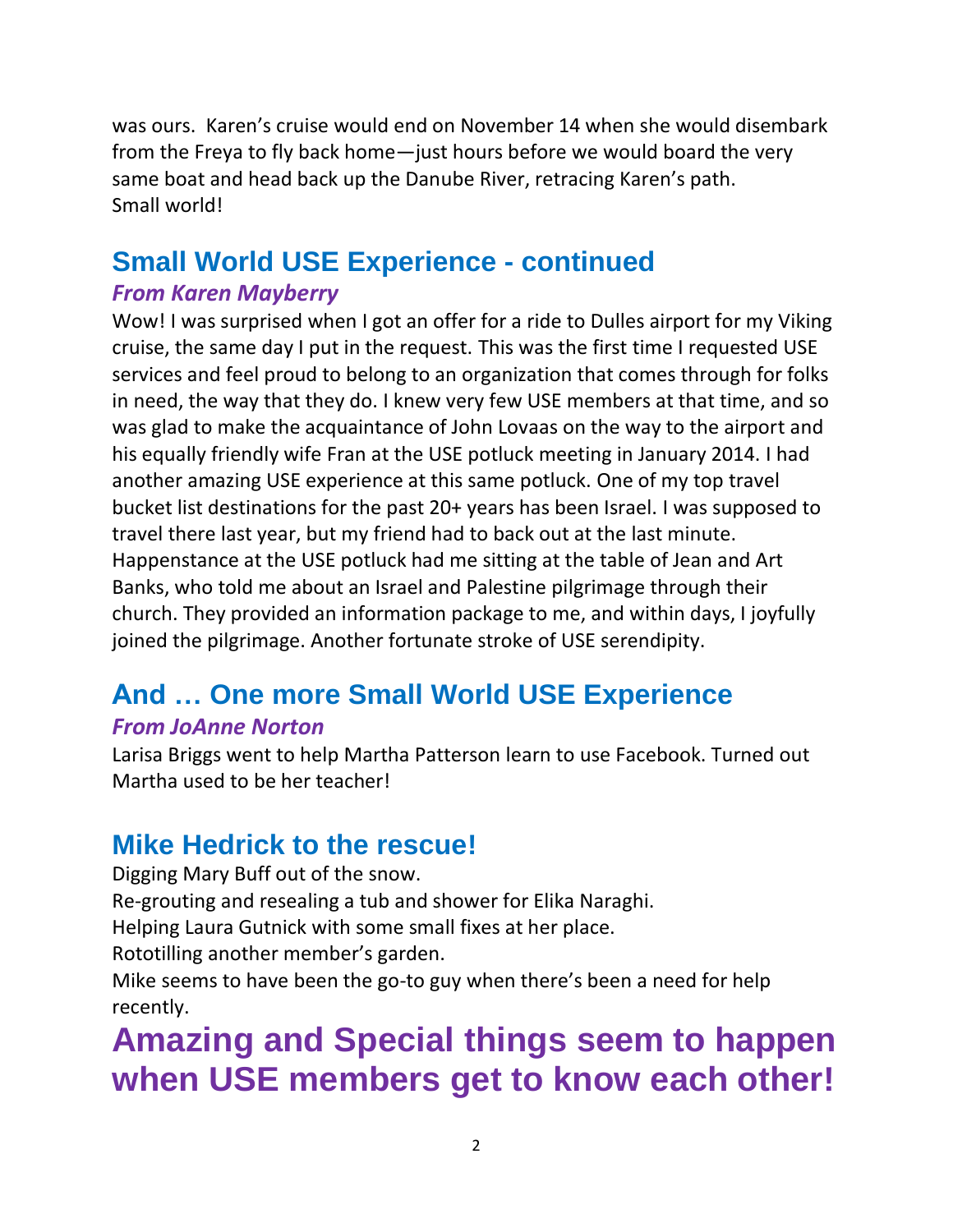was ours. Karen's cruise would end on November 14 when she would disembark from the Freya to fly back home—just hours before we would board the very same boat and head back up the Danube River, retracing Karen's path. Small world!

## Small World USE Experience - continued

### *From Karen Mayberry*

Wow! I was surprised when I got an offer for a ride to Dulles airport for my Viking cruise, the same day I put in the request. This was the first time I requested USE services and feel proud to belong to an organization that comes through for folks in need, the way that they do. I knew very few USE members at that time, and so was glad to make the acquaintance of John Lovaas on the way to the airport and his equally friendly wife Fran at the USE potluck meeting in January 2014. I had another amazing USE experience at this same potluck. One of my top travel bucket list destinations for the past 20+ years has been Israel. I was supposed to travel there last year, but my friend had to back out at the last minute. Happenstance at the USE potluck had me sitting at the table of Jean and Art Banks, who told me about an Israel and Palestine pilgrimage through their church. They provided an information package to me, and within days, I joyfully joined the pilgrimage. Another fortunate stroke of USE serendipity.

## And … One more Small World USE Experience

### *From JoAnne Norton*

Larisa Briggs went to help Martha Patterson learn to use Facebook. Turned out Martha used to be her teacher!

## Mike Hedrick to the rescue!

Digging Mary Buff out of the snow.
Re-grouting and resealing a tub and shower for Elika Naraghi.
Helping Laura Gutnick with some small fixes at her place.
Rototilling another member's garden.
Mike seems to have been the go-to guy when there's been a need for help recently.

# Amazing and Special things seem to happen when USE members get to know each other!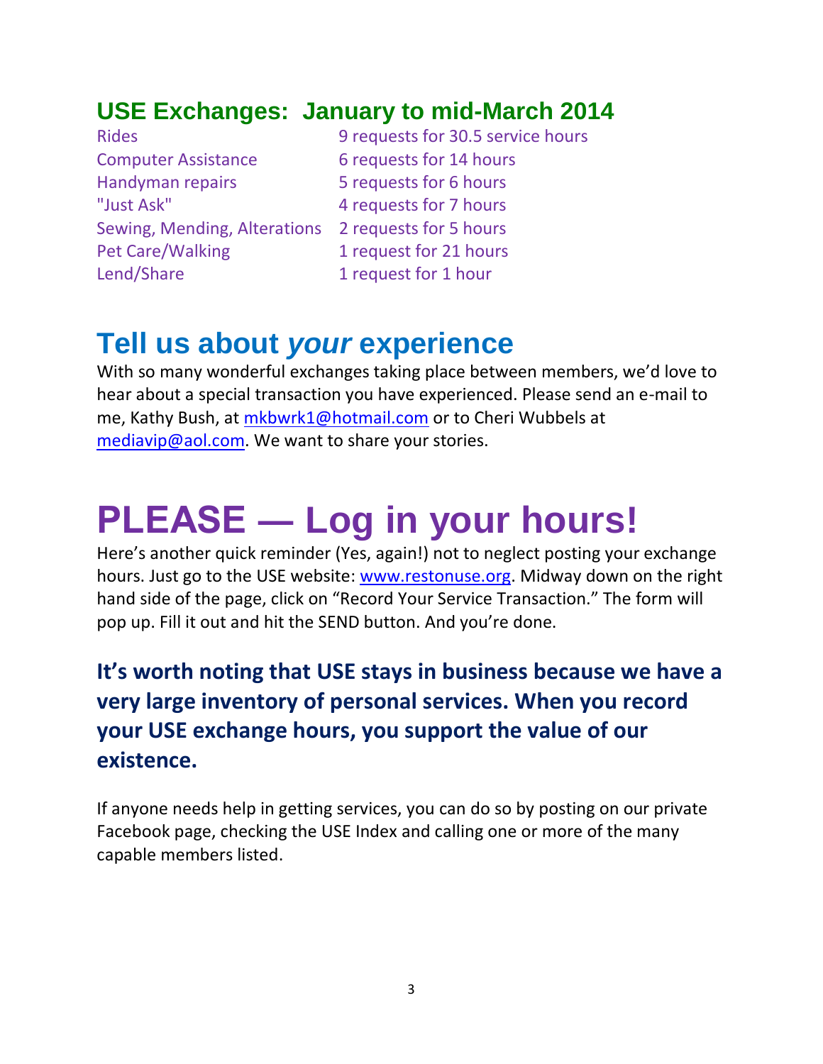## USE Exchanges: January to mid-March 2014

| | |
|---|---|
| Rides | 9 requests for 30.5 service hours |
| Computer Assistance | 6 requests for 14 hours |
| Handyman repairs | 5 requests for 6 hours |
| "Just Ask" | 4 requests for 7 hours |
| Sewing, Mending, Alterations | 2 requests for 5 hours |
| Pet Care/Walking | 1 request for 21 hours |
| Lend/Share | 1 request for 1 hour |

## Tell us about *your* experience

With so many wonderful exchanges taking place between members, we'd love to hear about a special transaction you have experienced. Please send an e-mail to me, Kathy Bush, at mkbwrk1@hotmail.com or to Cheri Wubbels at mediavip@aol.com. We want to share your stories.

# PLEASE — Log in your hours!

Here's another quick reminder (Yes, again!) not to neglect posting your exchange hours. Just go to the USE website: www.restonuse.org. Midway down on the right hand side of the page, click on "Record Your Service Transaction." The form will pop up. Fill it out and hit the SEND button. And you're done.

**It's worth noting that USE stays in business because we have a very large inventory of personal services. When you record your USE exchange hours, you support the value of our existence.**

If anyone needs help in getting services, you can do so by posting on our private Facebook page, checking the USE Index and calling one or more of the many capable members listed.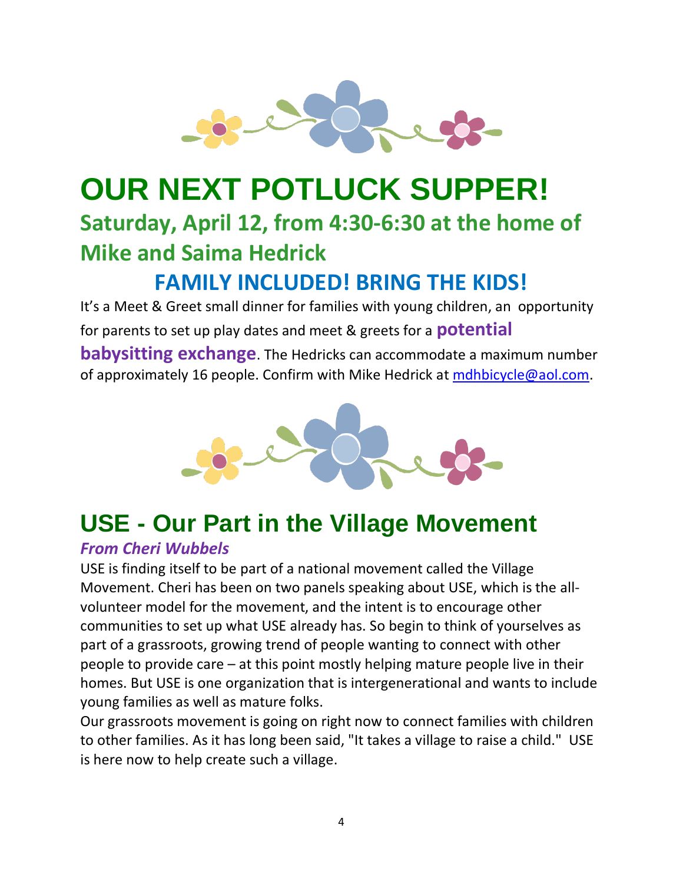# OUR NEXT POTLUCK SUPPER!

## Saturday, April 12, from 4:30-6:30 at the home of Mike and Saima Hedrick

## FAMILY INCLUDED! BRING THE KIDS!

It's a Meet & Greet small dinner for families with young children, an opportunity for parents to set up play dates and meet & greets for a **potential babysitting exchange**. The Hedricks can accommodate a maximum number of approximately 16 people. Confirm with Mike Hedrick at mdhbicycle@aol.com.

# USE - Our Part in the Village Movement

***From Cheri Wubbels***

USE is finding itself to be part of a national movement called the Village Movement. Cheri has been on two panels speaking about USE, which is the all-volunteer model for the movement, and the intent is to encourage other communities to set up what USE already has. So begin to think of yourselves as part of a grassroots, growing trend of people wanting to connect with other people to provide care – at this point mostly helping mature people live in their homes. But USE is one organization that is intergenerational and wants to include young families as well as mature folks.

Our grassroots movement is going on right now to connect families with children to other families. As it has long been said, "It takes a village to raise a child." USE is here now to help create such a village.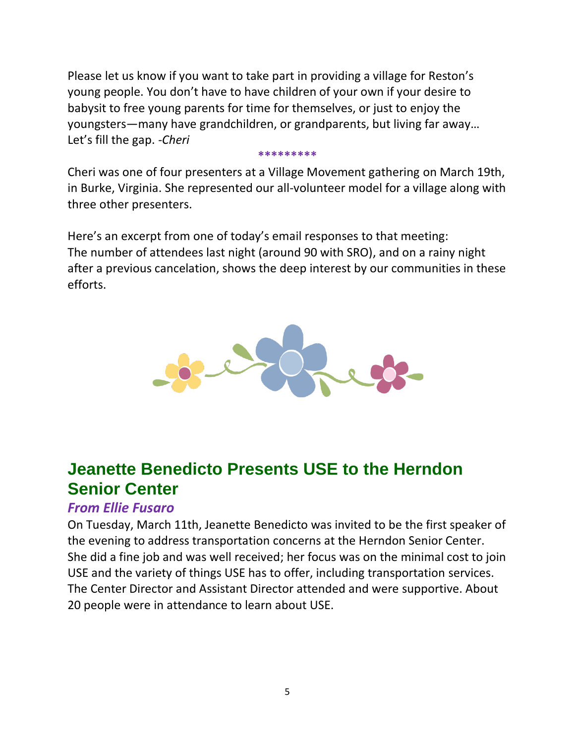Please let us know if you want to take part in providing a village for Reston's young people. You don't have to have children of your own if your desire to babysit to free young parents for time for themselves, or just to enjoy the youngsters—many have grandchildren, or grandparents, but living far away… Let's fill the gap. -*Cheri*

*********

Cheri was one of four presenters at a Village Movement gathering on March 19th, in Burke, Virginia. She represented our all-volunteer model for a village along with three other presenters.

Here's an excerpt from one of today's email responses to that meeting:
The number of attendees last night (around 90 with SRO), and on a rainy night after a previous cancelation, shows the deep interest by our communities in these efforts.

## Jeanette Benedicto Presents USE to the Herndon Senior Center

### *From Ellie Fusaro*

On Tuesday, March 11th, Jeanette Benedicto was invited to be the first speaker of the evening to address transportation concerns at the Herndon Senior Center. She did a fine job and was well received; her focus was on the minimal cost to join USE and the variety of things USE has to offer, including transportation services. The Center Director and Assistant Director attended and were supportive. About 20 people were in attendance to learn about USE.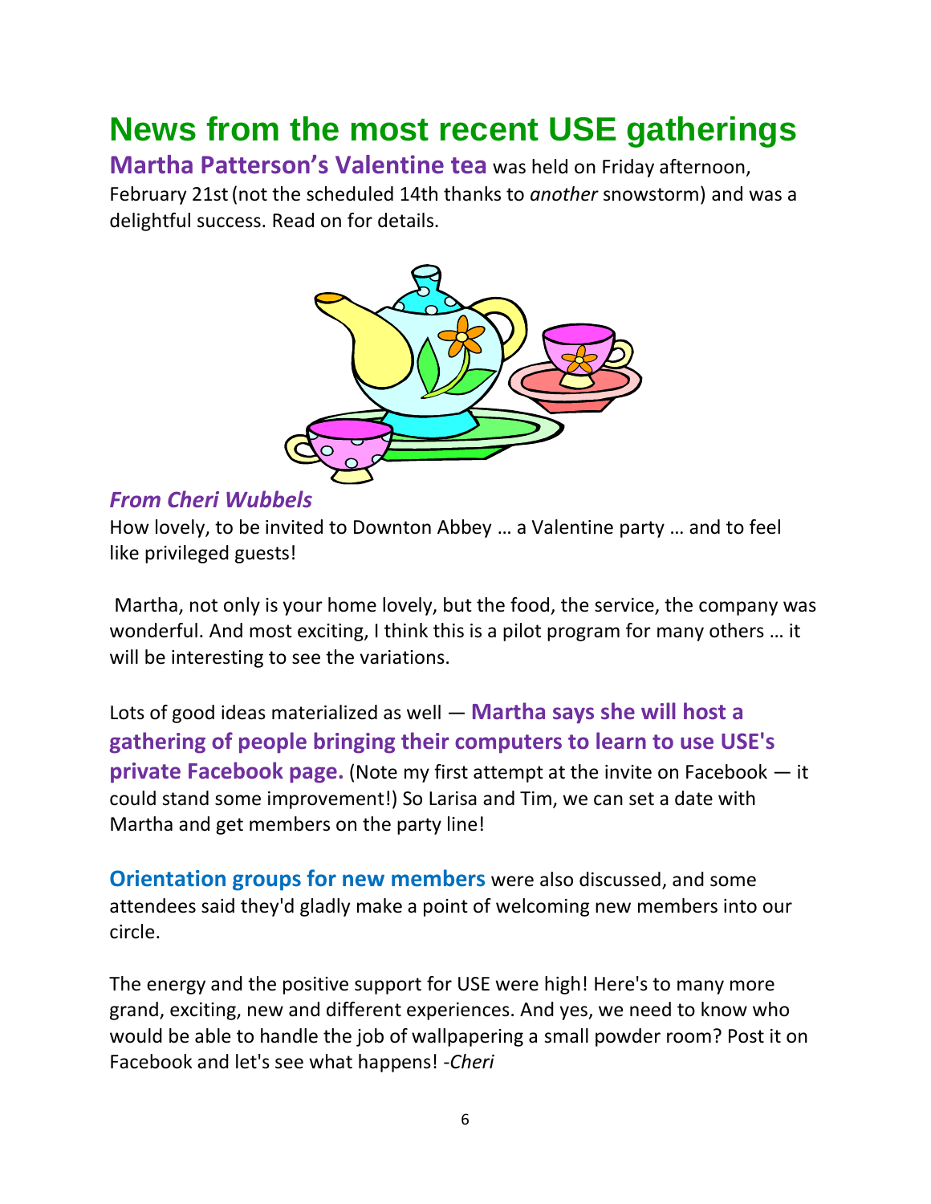# News from the most recent USE gatherings

**Martha Patterson's Valentine tea** was held on Friday afternoon, February 21st (not the scheduled 14th thanks to *another* snowstorm) and was a delightful success. Read on for details.

***From Cheri Wubbels***

How lovely, to be invited to Downton Abbey … a Valentine party … and to feel like privileged guests!

Martha, not only is your home lovely, but the food, the service, the company was wonderful. And most exciting, I think this is a pilot program for many others … it will be interesting to see the variations.

Lots of good ideas materialized as well — **Martha says she will host a gathering of people bringing their computers to learn to use USE's private Facebook page.** (Note my first attempt at the invite on Facebook — it could stand some improvement!) So Larisa and Tim, we can set a date with Martha and get members on the party line!

**Orientation groups for new members** were also discussed, and some attendees said they'd gladly make a point of welcoming new members into our circle.

The energy and the positive support for USE were high! Here's to many more grand, exciting, new and different experiences. And yes, we need to know who would be able to handle the job of wallpapering a small powder room? Post it on Facebook and let's see what happens! -*Cheri*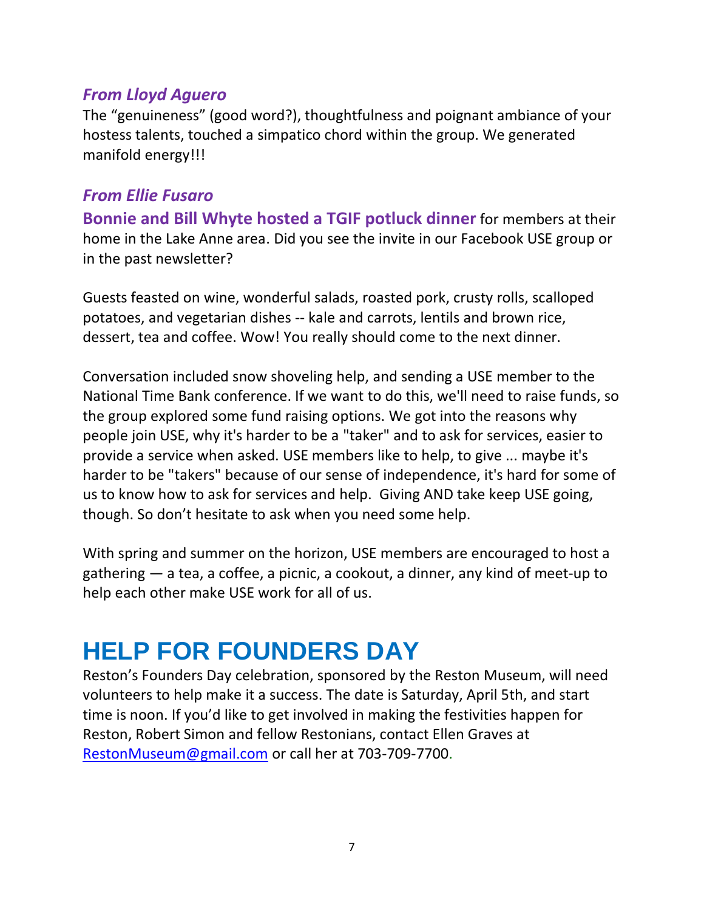### *From Lloyd Aguero*

The “genuineness” (good word?), thoughtfulness and poignant ambiance of your hostess talents, touched a simpatico chord within the group. We generated manifold energy!!!

### *From Ellie Fusaro*

**Bonnie and Bill Whyte hosted a TGIF potluck dinner** for members at their home in the Lake Anne area. Did you see the invite in our Facebook USE group or in the past newsletter?

Guests feasted on wine, wonderful salads, roasted pork, crusty rolls, scalloped potatoes, and vegetarian dishes -- kale and carrots, lentils and brown rice, dessert, tea and coffee. Wow! You really should come to the next dinner.

Conversation included snow shoveling help, and sending a USE member to the National Time Bank conference. If we want to do this, we'll need to raise funds, so the group explored some fund raising options. We got into the reasons why people join USE, why it's harder to be a "taker" and to ask for services, easier to provide a service when asked. USE members like to help, to give ... maybe it's harder to be "takers" because of our sense of independence, it's hard for some of us to know how to ask for services and help. Giving AND take keep USE going, though. So don’t hesitate to ask when you need some help.

With spring and summer on the horizon, USE members are encouraged to host a gathering — a tea, a coffee, a picnic, a cookout, a dinner, any kind of meet-up to help each other make USE work for all of us.

# HELP FOR FOUNDERS DAY

Reston’s Founders Day celebration, sponsored by the Reston Museum, will need volunteers to help make it a success. The date is Saturday, April 5th, and start time is noon. If you’d like to get involved in making the festivities happen for Reston, Robert Simon and fellow Restonians, contact Ellen Graves at [RestonMuseum@gmail.com](mailto:RestonMuseum@gmail.com) or call her at 703-709-7700.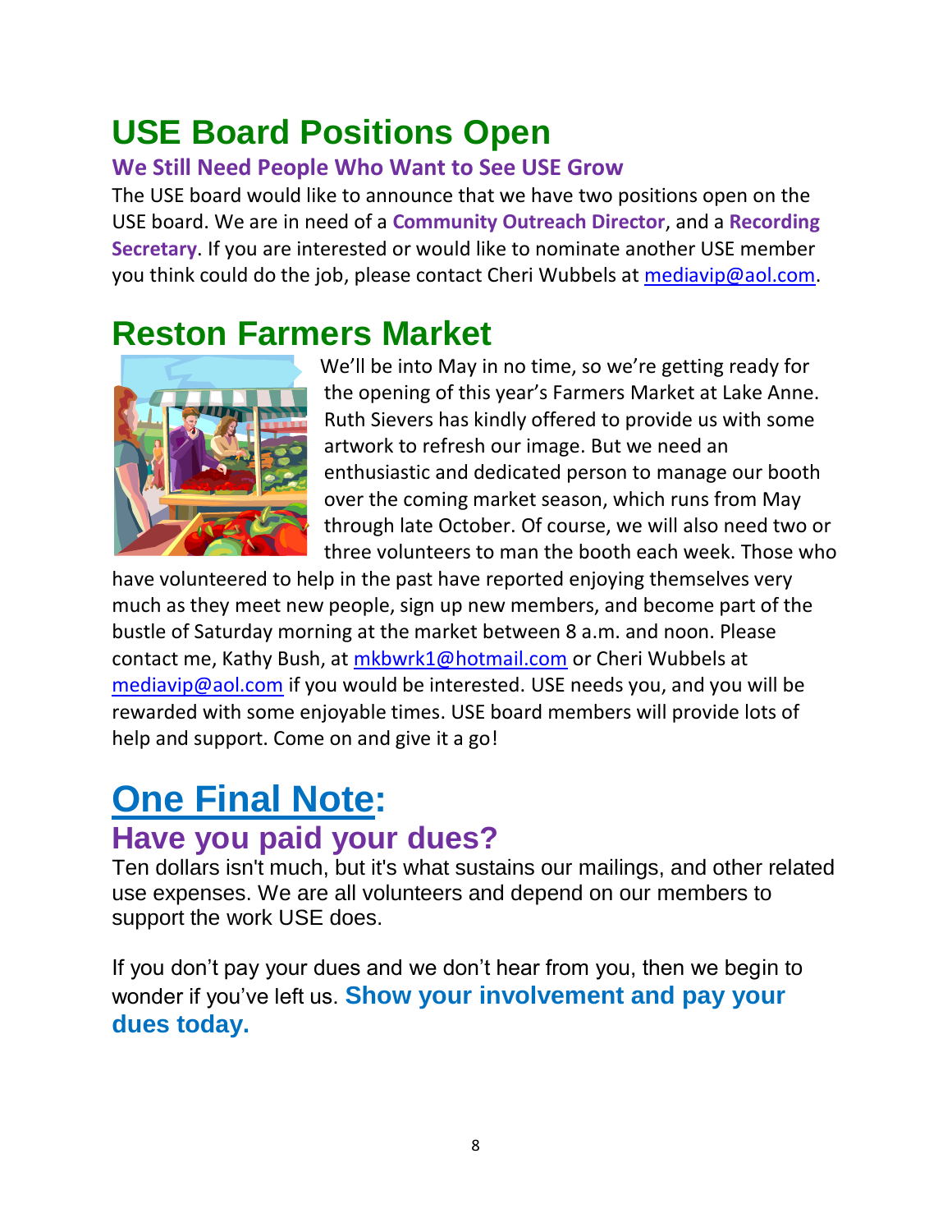# USE Board Positions Open

### We Still Need People Who Want to See USE Grow

The USE board would like to announce that we have two positions open on the USE board. We are in need of a **Community Outreach Director**, and a **Recording Secretary**. If you are interested or would like to nominate another USE member you think could do the job, please contact Cheri Wubbels at mediavip@aol.com.

# Reston Farmers Market

We'll be into May in no time, so we're getting ready for the opening of this year's Farmers Market at Lake Anne. Ruth Sievers has kindly offered to provide us with some artwork to refresh our image. But we need an enthusiastic and dedicated person to manage our booth over the coming market season, which runs from May through late October. Of course, we will also need two or three volunteers to man the booth each week. Those who have volunteered to help in the past have reported enjoying themselves very much as they meet new people, sign up new members, and become part of the bustle of Saturday morning at the market between 8 a.m. and noon. Please contact me, Kathy Bush, at mkbwrk1@hotmail.com or Cheri Wubbels at mediavip@aol.com if you would be interested. USE needs you, and you will be rewarded with some enjoyable times. USE board members will provide lots of help and support. Come on and give it a go!

# One Final Note:

## Have you paid your dues?

Ten dollars isn't much, but it's what sustains our mailings, and other related use expenses. We are all volunteers and depend on our members to support the work USE does.

If you don't pay your dues and we don't hear from you, then we begin to wonder if you've left us. **Show your involvement and pay your dues today.**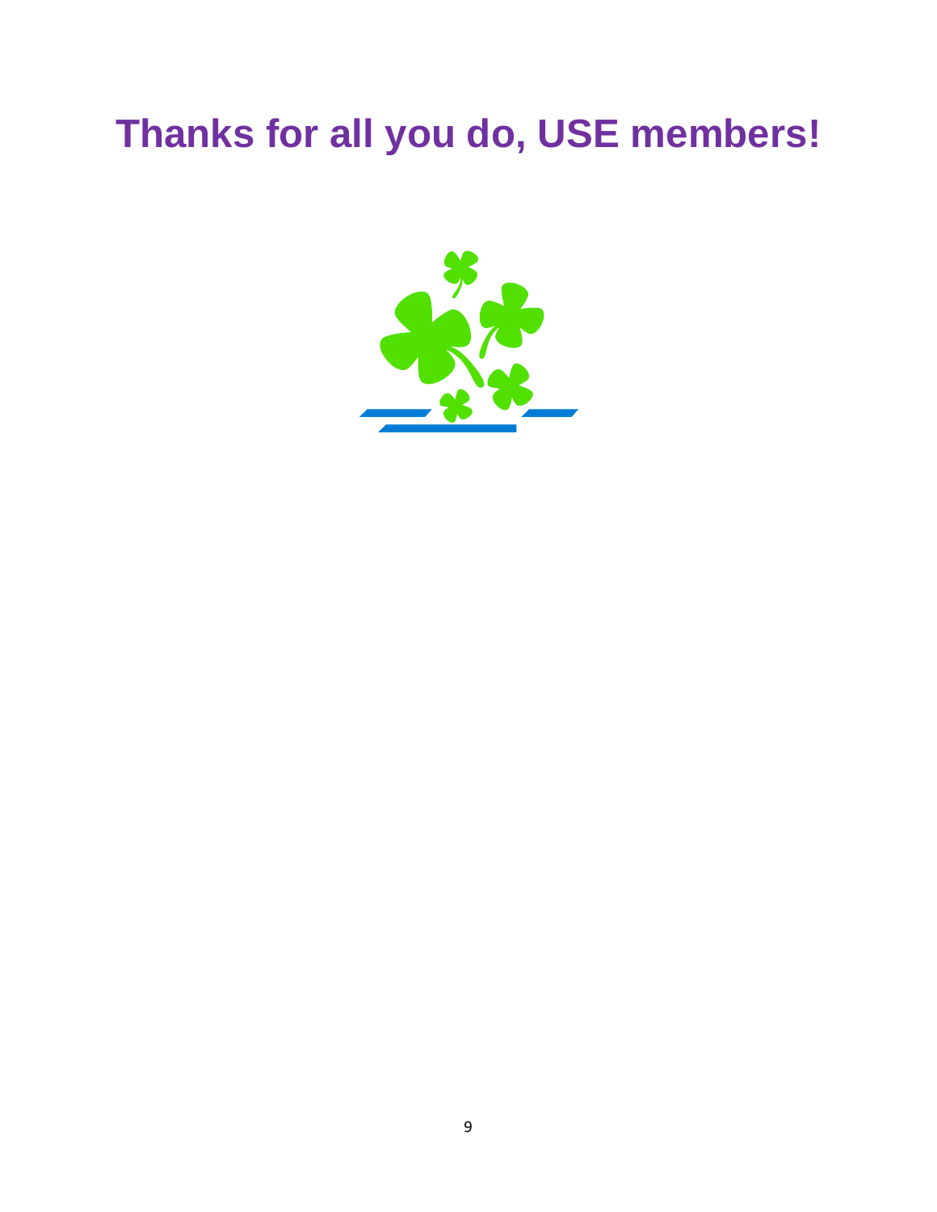# Thanks for all you do, USE members!